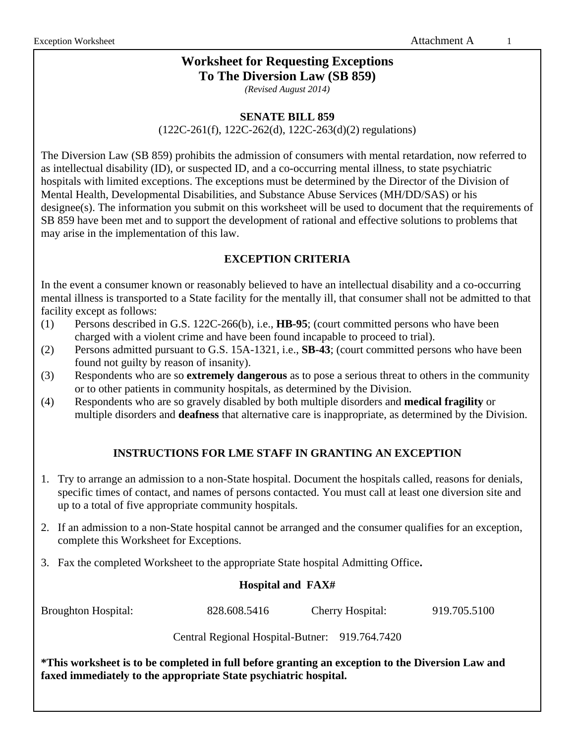# Worksheet for Requesting Exceptions To The Diversion Law (SB 859)

*(Revised August 2014)*

## SENATE BILL 859

(122C-261(f), 122C-262(d), 122C-263(d)(2) regulations)

The Diversion Law (SB 859) prohibits the admission of consumers with mental retardation, now referred to as intellectual disability (ID), or suspected ID, and a co-occurring mental illness, to state psychiatric hospitals with limited exceptions. The exceptions must be determined by the Director of the Division of Mental Health, Developmental Disabilities, and Substance Abuse Services (MH/DD/SAS) or his designee(s). The information you submit on this worksheet will be used to document that the requirements of SB 859 have been met and to support the development of rational and effective solutions to problems that may arise in the implementation of this law.

## EXCEPTION CRITERIA

In the event a consumer known or reasonably believed to have an intellectual disability and a co-occurring mental illness is transported to a State facility for the mentally ill, that consumer shall not be admitted to that facility except as follows:

(1) Persons described in G.S. 122C-266(b), i.e., **HB-95**; (court committed persons who have been charged with a violent crime and have been found incapable to proceed to trial).

(2) Persons admitted pursuant to G.S. 15A-1321, i.e., **SB-43**; (court committed persons who have been found not guilty by reason of insanity).

(3) Respondents who are so **extremely dangerous** as to pose a serious threat to others in the community or to other patients in community hospitals, as determined by the Division.

(4) Respondents who are so gravely disabled by both multiple disorders and **medical fragility** or multiple disorders and **deafness** that alternative care is inappropriate, as determined by the Division.

## INSTRUCTIONS FOR LME STAFF IN GRANTING AN EXCEPTION

1. Try to arrange an admission to a non-State hospital. Document the hospitals called, reasons for denials, specific times of contact, and names of persons contacted. You must call at least one diversion site and up to a total of five appropriate community hospitals.
2. If an admission to a non-State hospital cannot be arranged and the consumer qualifies for an exception, complete this Worksheet for Exceptions.
3. Fax the completed Worksheet to the appropriate State hospital Admitting Office**.**

**Hospital and FAX#**

| Hospital | FAX# |
| --- | --- |
| Broughton Hospital: | 828.608.5416 |
| Cherry Hospital: | 919.705.5100 |
| Central Regional Hospital-Butner: | 919.764.7420 |

**\*This worksheet is to be completed in full before granting an exception to the Diversion Law and faxed immediately to the appropriate State psychiatric hospital.**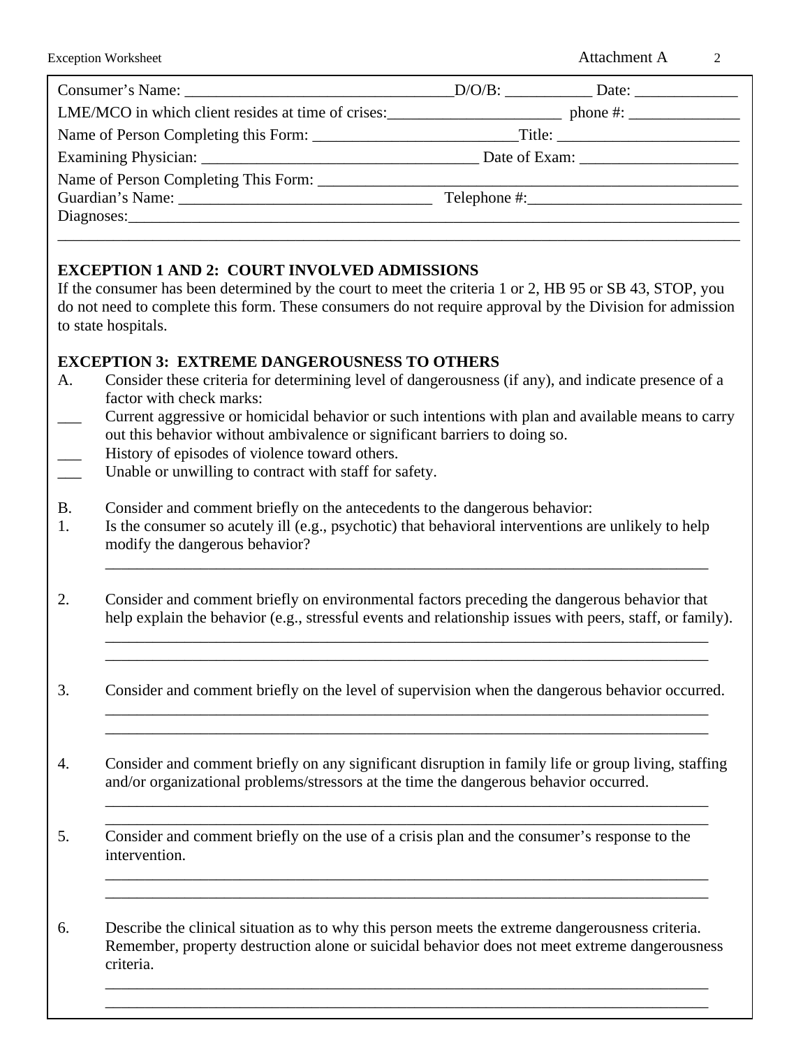Consumer's Name: _________________________________D/O/B: ___________ Date: _____________

LME/MCO in which client resides at time of crises:______________________ phone #: ______________

Name of Person Completing this Form: _________________________Title: _______________________

Examining Physician: ___________________________________ Date of Exam: ____________________

Name of Person Completing This Form: _____________________________________________________

Guardian's Name: ______________________________ Telephone #:__________________________

Diagnoses:__________________________________________________________________________

____________________________________________________________________________________

**EXCEPTION 1 AND 2: COURT INVOLVED ADMISSIONS**

If the consumer has been determined by the court to meet the criteria 1 or 2, HB 95 or SB 43, STOP, you do not need to complete this form. These consumers do not require approval by the Division for admission to state hospitals.

**EXCEPTION 3: EXTREME DANGEROUSNESS TO OTHERS**

A. Consider these criteria for determining level of dangerousness (if any), and indicate presence of a factor with check marks:

___ Current aggressive or homicidal behavior or such intentions with plan and available means to carry out this behavior without ambivalence or significant barriers to doing so.

___ History of episodes of violence toward others.

___ Unable or unwilling to contract with staff for safety.

B. Consider and comment briefly on the antecedents to the dangerous behavior:

1. Is the consumer so acutely ill (e.g., psychotic) that behavioral interventions are unlikely to help modify the dangerous behavior?

   ___________________________________________________________________________

2. Consider and comment briefly on environmental factors preceding the dangerous behavior that help explain the behavior (e.g., stressful events and relationship issues with peers, staff, or family).

   ___________________________________________________________________________

   ___________________________________________________________________________

3. Consider and comment briefly on the level of supervision when the dangerous behavior occurred.

   ___________________________________________________________________________

   ___________________________________________________________________________

4. Consider and comment briefly on any significant disruption in family life or group living, staffing and/or organizational problems/stressors at the time the dangerous behavior occurred.

   ___________________________________________________________________________

   ___________________________________________________________________________

5. Consider and comment briefly on the use of a crisis plan and the consumer's response to the intervention.

   ___________________________________________________________________________

   ___________________________________________________________________________

6. Describe the clinical situation as to why this person meets the extreme dangerousness criteria. Remember, property destruction alone or suicidal behavior does not meet extreme dangerousness criteria.

   ___________________________________________________________________________

   ___________________________________________________________________________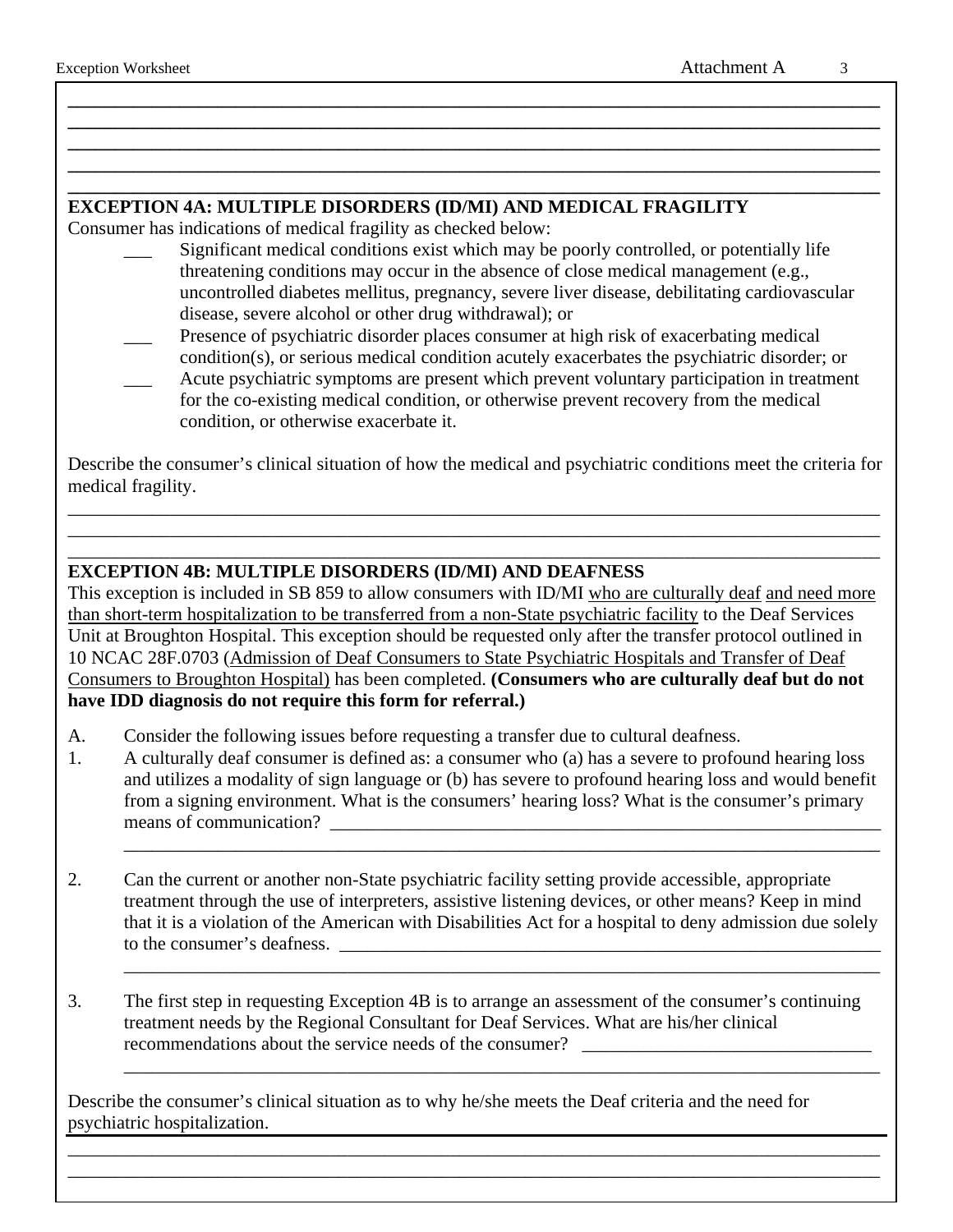## EXCEPTION 4A: MULTIPLE DISORDERS (ID/MI) AND MEDICAL FRAGILITY

Consumer has indications of medical fragility as checked below:

- ___ Significant medical conditions exist which may be poorly controlled, or potentially life threatening conditions may occur in the absence of close medical management (e.g., uncontrolled diabetes mellitus, pregnancy, severe liver disease, debilitating cardiovascular disease, severe alcohol or other drug withdrawal); or
- ___ Presence of psychiatric disorder places consumer at high risk of exacerbating medical condition(s), or serious medical condition acutely exacerbates the psychiatric disorder; or
- ___ Acute psychiatric symptoms are present which prevent voluntary participation in treatment for the co-existing medical condition, or otherwise prevent recovery from the medical condition, or otherwise exacerbate it.

Describe the consumer's clinical situation of how the medical and psychiatric conditions meet the criteria for medical fragility.

______________________________________________________________________________

______________________________________________________________________________

______________________________________________________________________________

## EXCEPTION 4B: MULTIPLE DISORDERS (ID/MI) AND DEAFNESS

This exception is included in SB 859 to allow consumers with ID/MI <u>who are culturally deaf</u> <u>and need more than short-term hospitalization to be transferred from a non-State psychiatric facility</u> to the Deaf Services Unit at Broughton Hospital. This exception should be requested only after the transfer protocol outlined in 10 NCAC 28F.0703 (<u>Admission of Deaf Consumers to State Psychiatric Hospitals and Transfer of Deaf Consumers to Broughton Hospital)</u> has been completed. **(Consumers who are culturally deaf but do not have IDD diagnosis do not require this form for referral.)**

A. Consider the following issues before requesting a transfer due to cultural deafness.

1. A culturally deaf consumer is defined as: a consumer who (a) has a severe to profound hearing loss and utilizes a modality of sign language or (b) has severe to profound hearing loss and would benefit from a signing environment. What is the consumers' hearing loss? What is the consumer's primary means of communication? ______________________________________________

   ______________________________________________________________________________

2. Can the current or another non-State psychiatric facility setting provide accessible, appropriate treatment through the use of interpreters, assistive listening devices, or other means? Keep in mind that it is a violation of the American with Disabilities Act for a hospital to deny admission due solely to the consumer's deafness. ______________________________________________

   ______________________________________________________________________________

3. The first step in requesting Exception 4B is to arrange an assessment of the consumer's continuing treatment needs by the Regional Consultant for Deaf Services. What are his/her clinical recommendations about the service needs of the consumer? ______________________________

   ______________________________________________________________________________

Describe the consumer's clinical situation as to why he/she meets the Deaf criteria and the need for psychiatric hospitalization.

______________________________________________________________________________

______________________________________________________________________________

______________________________________________________________________________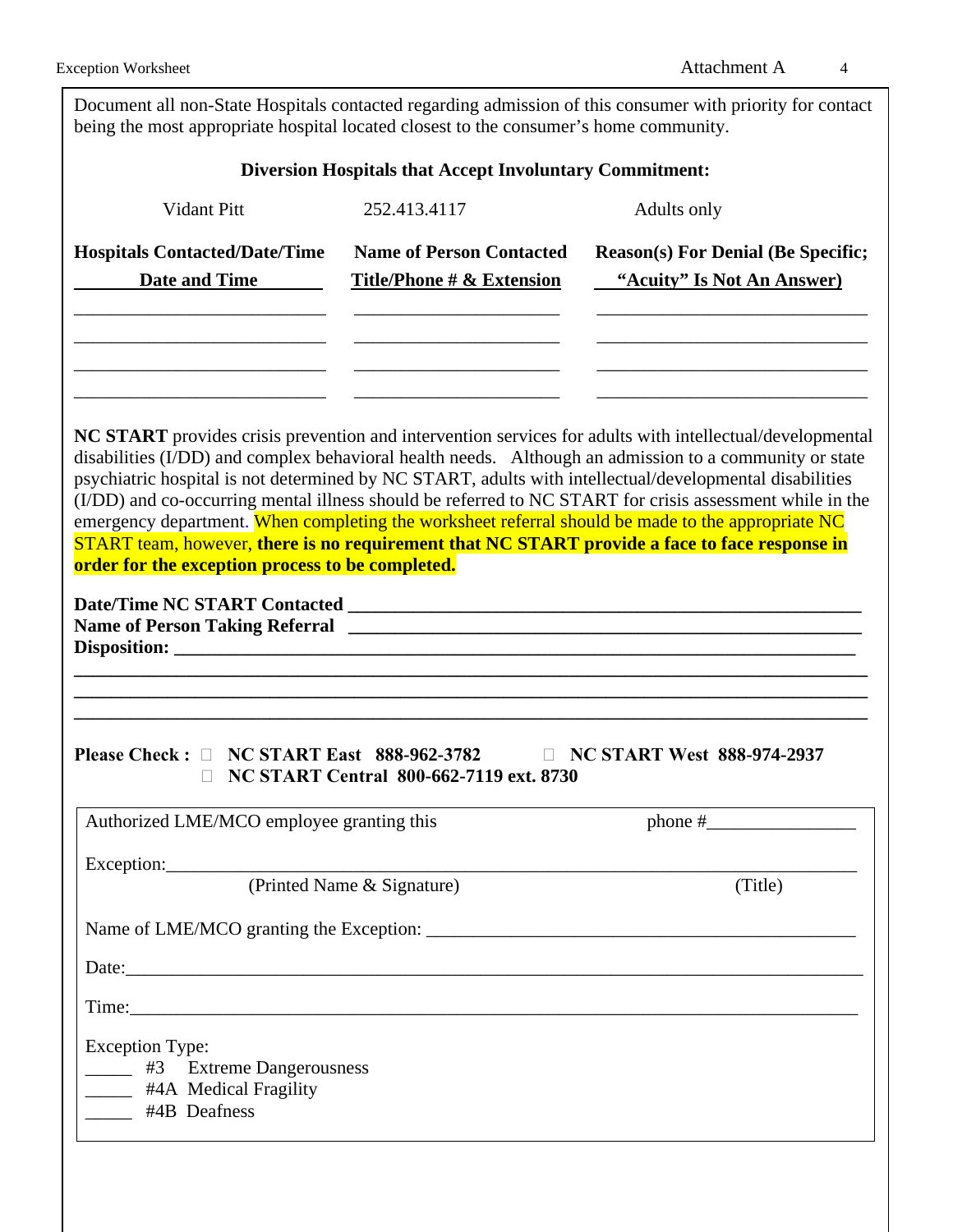Document all non-State Hospitals contacted regarding admission of this consumer with priority for contact being the most appropriate hospital located closest to the consumer's home community.

**Diversion Hospitals that Accept Involuntary Commitment:**

| | | |
|---|---|---|
| Vidant Pitt | 252.413.4117 | Adults only |

| **Hospitals Contacted/Date/Time Date and Time** | **Name of Person Contacted Title/Phone # & Extension** | **Reason(s) For Denial (Be Specific; "Acuity" Is Not An Answer)** |
|---|---|---|
| | | |
| | | |
| | | |
| | | |

**NC START** provides crisis prevention and intervention services for adults with intellectual/developmental disabilities (I/DD) and complex behavioral health needs. Although an admission to a community or state psychiatric hospital is not determined by NC START, adults with intellectual/developmental disabilities (I/DD) and co-occurring mental illness should be referred to NC START for crisis assessment while in the emergency department. When completing the worksheet referral should be made to the appropriate NC START team, however, **there is no requirement that NC START provide a face to face response in order for the exception process to be completed.**

**Date/Time NC START Contacted** ____________________________________________
**Name of Person Taking Referral** ____________________________________________
**Disposition:** ____________________________________________________________
____________________________________________________________________________
____________________________________________________________________________
____________________________________________________________________________

**Please Check :** ☐ **NC START East 888-962-3782** ☐ **NC START West 888-974-2937**
☐ **NC START Central 800-662-7119 ext. 8730**

Authorized LME/MCO employee granting this phone #________________

Exception:__________________________________________________________________
(Printed Name & Signature) (Title)

Name of LME/MCO granting the Exception: _______________________________________

Date:_______________________________________________________________________

Time:_______________________________________________________________________

Exception Type:
_____ #3 Extreme Dangerousness
_____ #4A Medical Fragility
_____ #4B Deafness